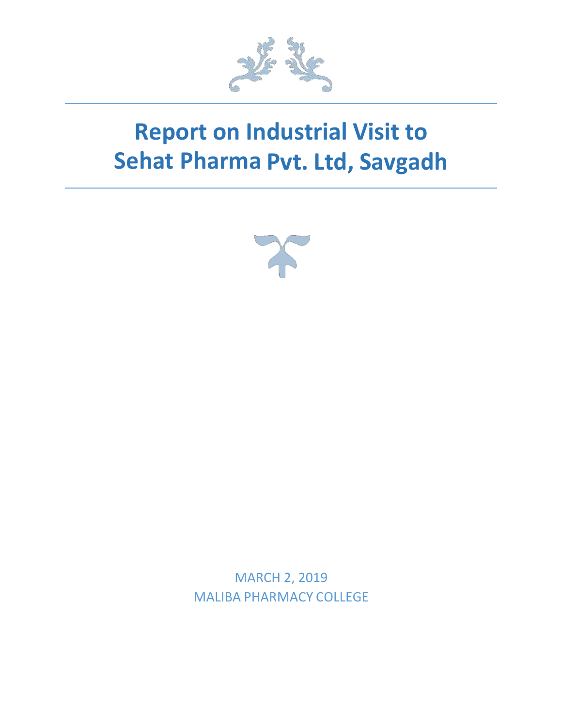# Report on Industrial Visit to Sehat Pharma Pvt. Ltd, Savgadh

MARCH 2, 2019

MALIBA PHARMACY COLLEGE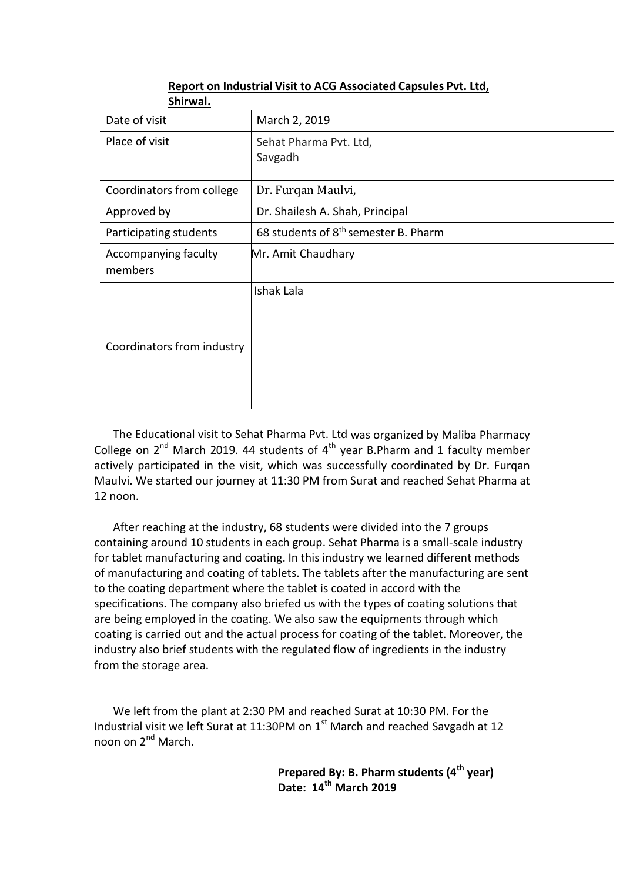**Report on Industrial Visit to ACG Associated Capsules Pvt. Ltd, Shirwal.**

| | |
|---|---|
| Date of visit | March 2, 2019 |
| Place of visit | Sehat Pharma Pvt. Ltd, Savgadh |
| Coordinators from college | Dr. Furqan Maulvi, |
| Approved by | Dr. Shailesh A. Shah, Principal |
| Participating students | 68 students of 8th semester B. Pharm |
| Accompanying faculty members | Mr. Amit Chaudhary |
| Coordinators from industry | Ishak Lala |

The Educational visit to Sehat Pharma Pvt. Ltd was organized by Maliba Pharmacy College on 2nd March 2019. 44 students of 4th year B.Pharm and 1 faculty member actively participated in the visit, which was successfully coordinated by Dr. Furqan Maulvi. We started our journey at 11:30 PM from Surat and reached Sehat Pharma at 12 noon.

After reaching at the industry, 68 students were divided into the 7 groups containing around 10 students in each group. Sehat Pharma is a small-scale industry for tablet manufacturing and coating. In this industry we learned different methods of manufacturing and coating of tablets. The tablets after the manufacturing are sent to the coating department where the tablet is coated in accord with the specifications. The company also briefed us with the types of coating solutions that are being employed in the coating. We also saw the equipments through which coating is carried out and the actual process for coating of the tablet. Moreover, the industry also brief students with the regulated flow of ingredients in the industry from the storage area.

We left from the plant at 2:30 PM and reached Surat at 10:30 PM. For the Industrial visit we left Surat at 11:30PM on 1st March and reached Savgadh at 12 noon on 2nd March.

**Prepared By: B. Pharm students (4th year)**
**Date: 14th March 2019**